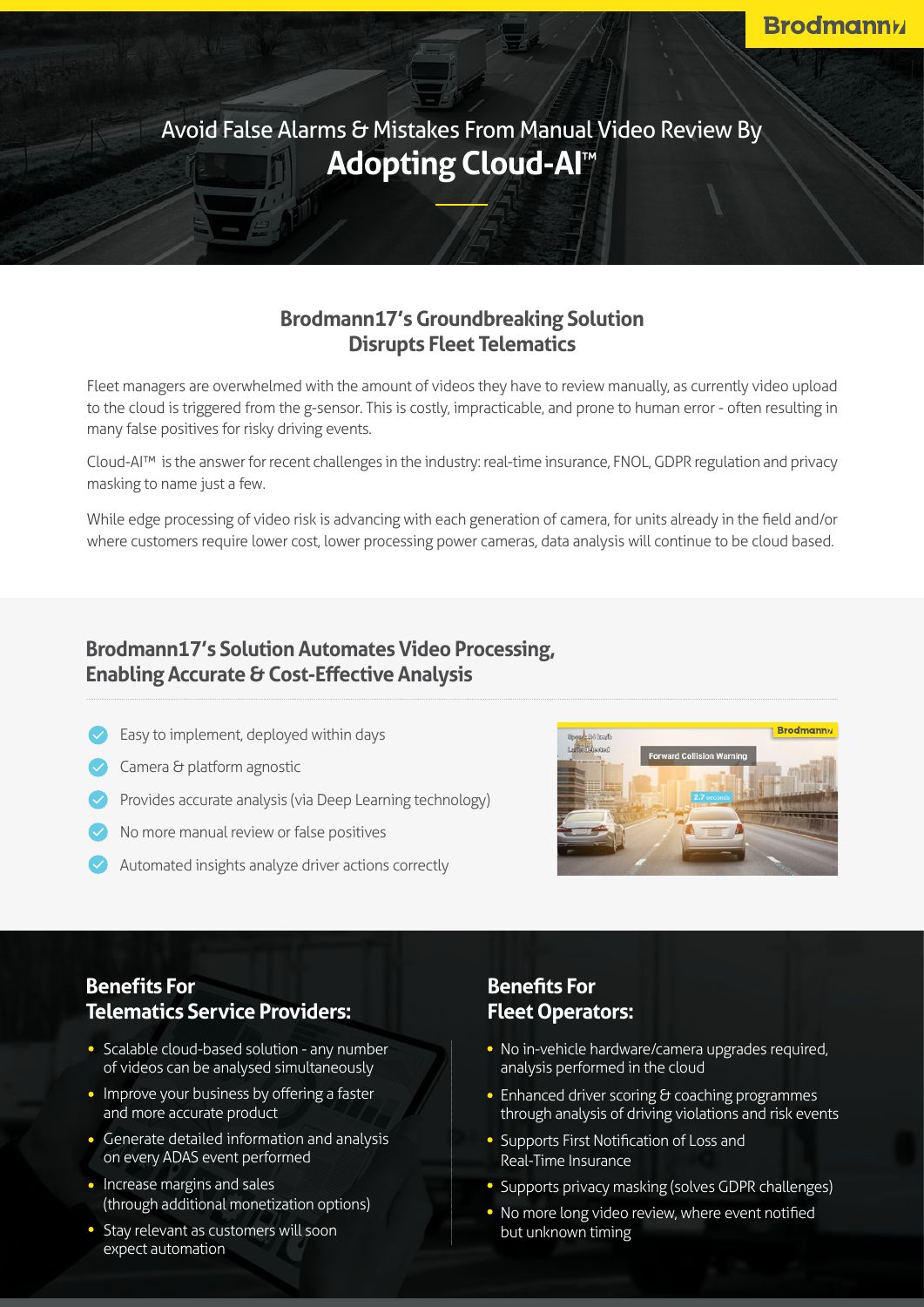# Avoid False Alarms & Mistakes From Manual Video Review By **Adopting Cloud-AI™**

## Brodmann17's Groundbreaking Solution Disrupts Fleet Telematics

Fleet managers are overwhelmed with the amount of videos they have to review manually, as currently video upload to the cloud is triggered from the g-sensor. This is costly, impracticable, and prone to human error - often resulting in many false positives for risky driving events.

Cloud-AI™ is the answer for recent challenges in the industry: real-time insurance, FNOL, GDPR regulation and privacy masking to name just a few.

While edge processing of video risk is advancing with each generation of camera, for units already in the field and/or where customers require lower cost, lower processing power cameras, data analysis will continue to be cloud based.

## Brodmann17's Solution Automates Video Processing, Enabling Accurate & Cost-Effective Analysis

- Easy to implement, deployed within days
- Camera & platform agnostic
- Provides accurate analysis (via Deep Learning technology)
- No more manual review or false positives
- Automated insights analyze driver actions correctly

## Benefits For Telematics Service Providers:

- Scalable cloud-based solution - any number of videos can be analysed simultaneously
- Improve your business by offering a faster and more accurate product
- Generate detailed information and analysis on every ADAS event performed
- Increase margins and sales (through additional monetization options)
- Stay relevant as customers will soon expect automation

## Benefits For Fleet Operators:

- No in-vehicle hardware/camera upgrades required, analysis performed in the cloud
- Enhanced driver scoring & coaching programmes through analysis of driving violations and risk events
- Supports First Notification of Loss and Real-Time Insurance
- Supports privacy masking (solves GDPR challenges)
- No more long video review, where event notified but unknown timing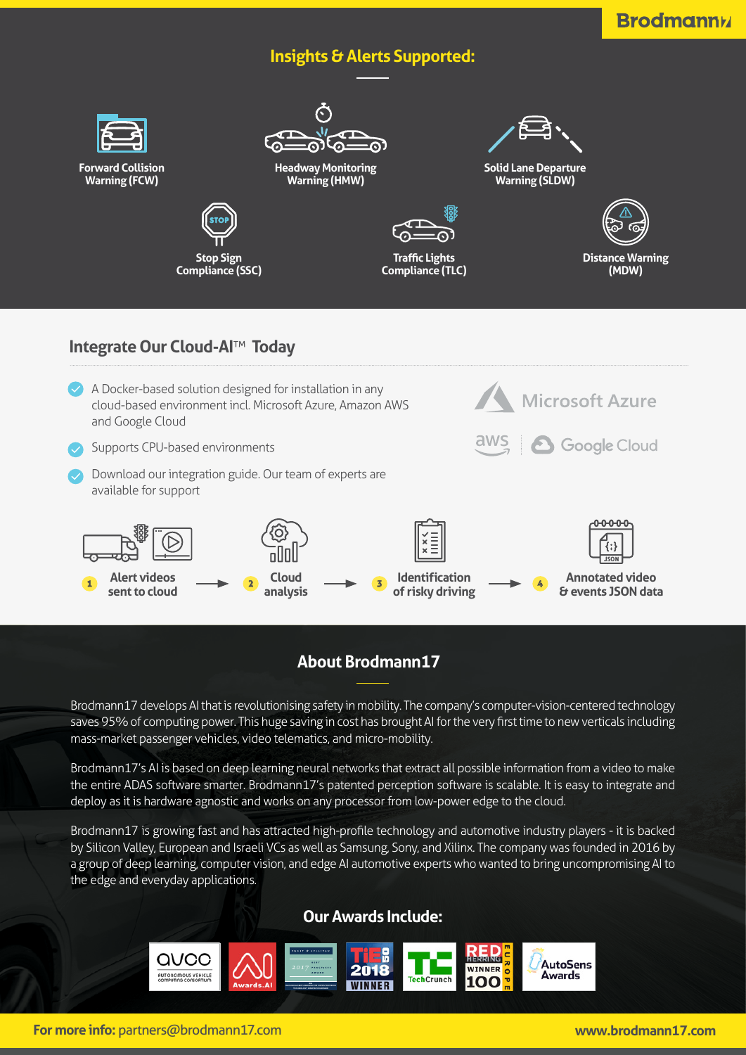## Insights & Alerts Supported:

- Forward Collision Warning (FCW)
- Headway Monitoring Warning (HMW)
- Solid Lane Departure Warning (SLDW)
- Stop Sign Compliance (SSC)
- Traffic Lights Compliance (TLC)
- Distance Warning (MDW)

## Integrate Our Cloud-AI™ Today

- A Docker-based solution designed for installation in any cloud-based environment incl. Microsoft Azure, Amazon AWS and Google Cloud
- Supports CPU-based environments
- Download our integration guide. Our team of experts are available for support

Microsoft Azure

aws | Google Cloud

1. Alert videos sent to cloud → 2. Cloud analysis → 3. Identification of risky driving → 4. Annotated video & events JSON data

## About Brodmann17

Brodmann17 develops AI that is revolutionising safety in mobility. The company's computer-vision-centered technology saves 95% of computing power. This huge saving in cost has brought AI for the very first time to new verticals including mass-market passenger vehicles, video telematics, and micro-mobility.

Brodmann17's AI is based on deep learning neural networks that extract all possible information from a video to make the entire ADAS software smarter. Brodmann17's patented perception software is scalable. It is easy to integrate and deploy as it is hardware agnostic and works on any processor from low-power edge to the cloud.

Brodmann17 is growing fast and has attracted high-profile technology and automotive industry players - it is backed by Silicon Valley, European and Israeli VCs as well as Samsung, Sony, and Xilinx. The company was founded in 2016 by a group of deep learning, computer vision, and edge AI automotive experts who wanted to bring uncompromising AI to the edge and everyday applications.

## Our Awards Include:

AVCC Autonomous Vehicle Computing Consortium | Awards.AI | Frost & Sullivan 2017 | TiE50 2018 Winner | TechCrunch | Red Herring Winner 100 Europe | AutoSens Awards

**For more info:** partners@brodmann17.com

www.brodmann17.com